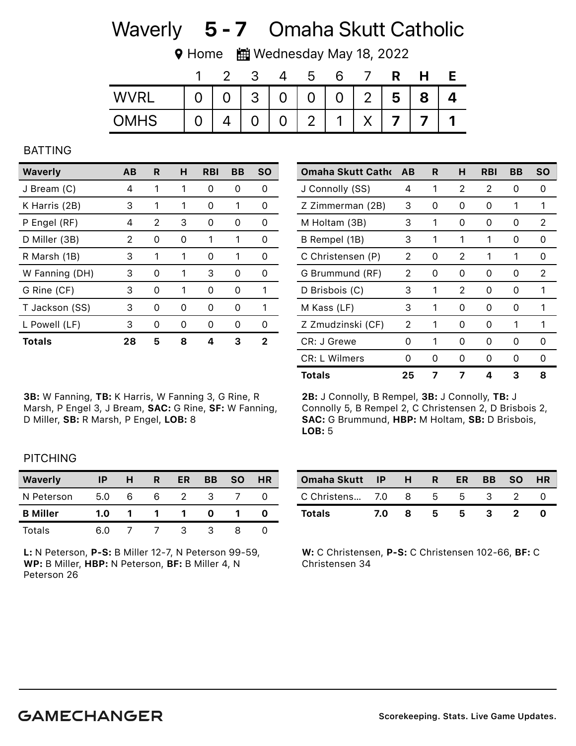# Waverly **5 - 7** Omaha Skutt Catholic

Home Wednesday May 18, 2022

| | 1 | 2 | 3 | 4 | 5 | 6 | 7 | R | H | E |
|---|---|---|---|---|---|---|---|---|---|---|
| WVRL | 0 | 0 | 3 | 0 | 0 | 0 | 2 | 5 | 8 | 4 |
| OMHS | 0 | 4 | 0 | 0 | 2 | 1 | X | 7 | 7 | 1 |

## BATTING

| Waverly | AB | R | H | RBI | BB | SO |
|---|---|---|---|---|---|---|
| J Bream (C) | 4 | 1 | 1 | 0 | 0 | 0 |
| K Harris (2B) | 3 | 1 | 1 | 0 | 1 | 0 |
| P Engel (RF) | 4 | 2 | 3 | 0 | 0 | 0 |
| D Miller (3B) | 2 | 0 | 0 | 1 | 1 | 0 |
| R Marsh (1B) | 3 | 1 | 1 | 0 | 1 | 0 |
| W Fanning (DH) | 3 | 0 | 1 | 3 | 0 | 0 |
| G Rine (CF) | 3 | 0 | 1 | 0 | 0 | 1 |
| T Jackson (SS) | 3 | 0 | 0 | 0 | 0 | 1 |
| L Powell (LF) | 3 | 0 | 0 | 0 | 0 | 0 |
| **Totals** | **28** | **5** | **8** | **4** | **3** | **2** |

**3B:** W Fanning, **TB:** K Harris, W Fanning 3, G Rine, R Marsh, P Engel 3, J Bream, **SAC:** G Rine, **SF:** W Fanning, D Miller, **SB:** R Marsh, P Engel, **LOB:** 8

| Omaha Skutt Catho | AB | R | H | RBI | BB | SO |
|---|---|---|---|---|---|---|
| J Connolly (SS) | 4 | 1 | 2 | 2 | 0 | 0 |
| Z Zimmerman (2B) | 3 | 0 | 0 | 0 | 1 | 1 |
| M Holtam (3B) | 3 | 1 | 0 | 0 | 0 | 2 |
| B Rempel (1B) | 3 | 1 | 1 | 1 | 0 | 0 |
| C Christensen (P) | 2 | 0 | 2 | 1 | 1 | 0 |
| G Brummund (RF) | 2 | 0 | 0 | 0 | 0 | 2 |
| D Brisbois (C) | 3 | 1 | 2 | 0 | 0 | 1 |
| M Kass (LF) | 3 | 1 | 0 | 0 | 0 | 1 |
| Z Zmudzinski (CF) | 2 | 1 | 0 | 0 | 1 | 1 |
| CR: J Grewe | 0 | 1 | 0 | 0 | 0 | 0 |
| CR: L Wilmers | 0 | 0 | 0 | 0 | 0 | 0 |
| **Totals** | **25** | **7** | **7** | **4** | **3** | **8** |

**2B:** J Connolly, B Rempel, **3B:** J Connolly, **TB:** J Connolly 5, B Rempel 2, C Christensen 2, D Brisbois 2, **SAC:** G Brummund, **HBP:** M Holtam, **SB:** D Brisbois, **LOB:** 5

## PITCHING

| Waverly | IP | H | R | ER | BB | SO | HR |
|---|---|---|---|---|---|---|---|
| N Peterson | 5.0 | 6 | 6 | 2 | 3 | 7 | 0 |
| **B Miller** | **1.0** | **1** | **1** | **1** | **0** | **1** | **0** |
| Totals | 6.0 | 7 | 7 | 3 | 3 | 8 | 0 |

**L:** N Peterson, **P-S:** B Miller 12-7, N Peterson 99-59, **WP:** B Miller, **HBP:** N Peterson, **BF:** B Miller 4, N Peterson 26

| Omaha Skutt | IP | H | R | ER | BB | SO | HR |
|---|---|---|---|---|---|---|---|
| C Christens... | 7.0 | 8 | 5 | 5 | 3 | 2 | 0 |
| **Totals** | **7.0** | **8** | **5** | **5** | **3** | **2** | **0** |

**W:** C Christensen, **P-S:** C Christensen 102-66, **BF:** C Christensen 34

GAMECHANGER

Scorekeeping. Stats. Live Game Updates.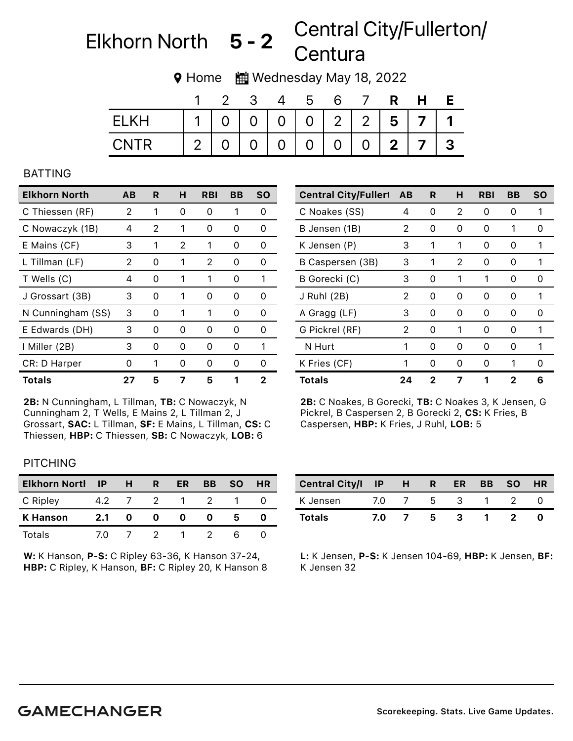# Elkhorn North 5 - 2 Central City/Fullerton/Centura

Home | Wednesday May 18, 2022

| | 1 | 2 | 3 | 4 | 5 | 6 | 7 | R | H | E |
|---|---|---|---|---|---|---|---|---|---|---|
| ELKH | 1 | 0 | 0 | 0 | 0 | 2 | 2 | **5** | **7** | **1** |
| CNTR | 2 | 0 | 0 | 0 | 0 | 0 | 0 | **2** | **7** | **3** |

## BATTING

| Elkhorn North | AB | R | H | RBI | BB | SO |
|---|---|---|---|---|---|---|
| C Thiessen (RF) | 2 | 1 | 0 | 0 | 1 | 0 |
| C Nowaczyk (1B) | 4 | 2 | 1 | 0 | 0 | 0 |
| E Mains (CF) | 3 | 1 | 2 | 1 | 0 | 0 |
| L Tillman (LF) | 2 | 0 | 1 | 2 | 0 | 0 |
| T Wells (C) | 4 | 0 | 1 | 1 | 0 | 1 |
| J Grossart (3B) | 3 | 0 | 1 | 0 | 0 | 0 |
| N Cunningham (SS) | 3 | 0 | 1 | 1 | 0 | 0 |
| E Edwards (DH) | 3 | 0 | 0 | 0 | 0 | 0 |
| I Miller (2B) | 3 | 0 | 0 | 0 | 0 | 1 |
| CR: D Harper | 0 | 1 | 0 | 0 | 0 | 0 |
| **Totals** | **27** | **5** | **7** | **5** | **1** | **2** |

**2B:** N Cunningham, L Tillman, **TB:** C Nowaczyk, N Cunningham 2, T Wells, E Mains 2, L Tillman 2, J Grossart, **SAC:** L Tillman, **SF:** E Mains, L Tillman, **CS:** C Thiessen, **HBP:** C Thiessen, **SB:** C Nowaczyk, **LOB:** 6

| Central City/Fullert | AB | R | H | RBI | BB | SO |
|---|---|---|---|---|---|---|
| C Noakes (SS) | 4 | 0 | 2 | 0 | 0 | 1 |
| B Jensen (1B) | 2 | 0 | 0 | 0 | 1 | 0 |
| K Jensen (P) | 3 | 1 | 1 | 0 | 0 | 1 |
| B Caspersen (3B) | 3 | 1 | 2 | 0 | 0 | 1 |
| B Gorecki (C) | 3 | 0 | 1 | 1 | 0 | 0 |
| J Ruhl (2B) | 2 | 0 | 0 | 0 | 0 | 1 |
| A Gragg (LF) | 3 | 0 | 0 | 0 | 0 | 0 |
| G Pickrel (RF) | 2 | 0 | 1 | 0 | 0 | 1 |
| N Hurt | 1 | 0 | 0 | 0 | 0 | 1 |
| K Fries (CF) | 1 | 0 | 0 | 0 | 1 | 0 |
| **Totals** | **24** | **2** | **7** | **1** | **2** | **6** |

**2B:** C Noakes, B Gorecki, **TB:** C Noakes 3, K Jensen, G Pickrel, B Caspersen 2, B Gorecki 2, **CS:** K Fries, B Caspersen, **HBP:** K Fries, J Ruhl, **LOB:** 5

## PITCHING

| Elkhorn Nortl | IP | H | R | ER | BB | SO | HR |
|---|---|---|---|---|---|---|---|
| C Ripley | 4.2 | 7 | 2 | 1 | 2 | 1 | 0 |
| **K Hanson** | **2.1** | **0** | **0** | **0** | **0** | **5** | **0** |
| Totals | 7.0 | 7 | 2 | 1 | 2 | 6 | 0 |

**W:** K Hanson, **P-S:** C Ripley 63-36, K Hanson 37-24, **HBP:** C Ripley, K Hanson, **BF:** C Ripley 20, K Hanson 8

| Central City/I | IP | H | R | ER | BB | SO | HR |
|---|---|---|---|---|---|---|---|
| K Jensen | 7.0 | 7 | 5 | 3 | 1 | 2 | 0 |
| **Totals** | **7.0** | **7** | **5** | **3** | **1** | **2** | **0** |

**L:** K Jensen, **P-S:** K Jensen 104-69, **HBP:** K Jensen, **BF:** K Jensen 32

GAMECHANGER

Scorekeeping. Stats. Live Game Updates.